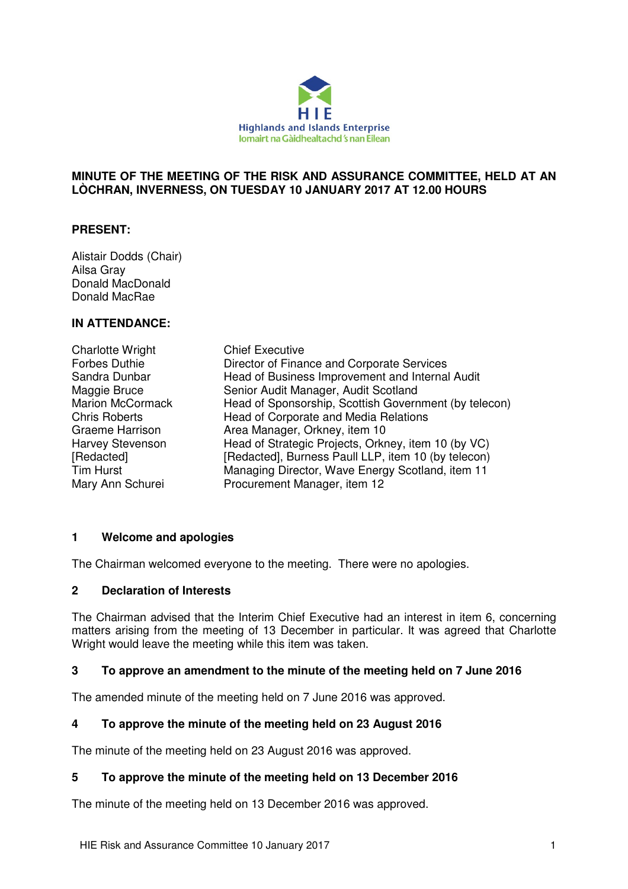# MINUTE OF THE MEETING OF THE RISK AND ASSURANCE COMMITTEE, HELD AT AN LÒCHRAN, INVERNESS, ON TUESDAY 10 JANUARY 2017 AT 12.00 HOURS

## PRESENT:

Alistair Dodds (Chair)
Ailsa Gray
Donald MacDonald
Donald MacRae

## IN ATTENDANCE:

| | |
|---|---|
| Charlotte Wright | Chief Executive |
| Forbes Duthie | Director of Finance and Corporate Services |
| Sandra Dunbar | Head of Business Improvement and Internal Audit |
| Maggie Bruce | Senior Audit Manager, Audit Scotland |
| Marion McCormack | Head of Sponsorship, Scottish Government (by telecon) |
| Chris Roberts | Head of Corporate and Media Relations |
| Graeme Harrison | Area Manager, Orkney, item 10 |
| Harvey Stevenson | Head of Strategic Projects, Orkney, item 10 (by VC) |
| [Redacted] | [Redacted], Burness Paull LLP, item 10 (by telecon) |
| Tim Hurst | Managing Director, Wave Energy Scotland, item 11 |
| Mary Ann Schurei | Procurement Manager, item 12 |

### 1 Welcome and apologies

The Chairman welcomed everyone to the meeting. There were no apologies.

### 2 Declaration of Interests

The Chairman advised that the Interim Chief Executive had an interest in item 6, concerning matters arising from the meeting of 13 December in particular. It was agreed that Charlotte Wright would leave the meeting while this item was taken.

### 3 To approve an amendment to the minute of the meeting held on 7 June 2016

The amended minute of the meeting held on 7 June 2016 was approved.

### 4 To approve the minute of the meeting held on 23 August 2016

The minute of the meeting held on 23 August 2016 was approved.

### 5 To approve the minute of the meeting held on 13 December 2016

The minute of the meeting held on 13 December 2016 was approved.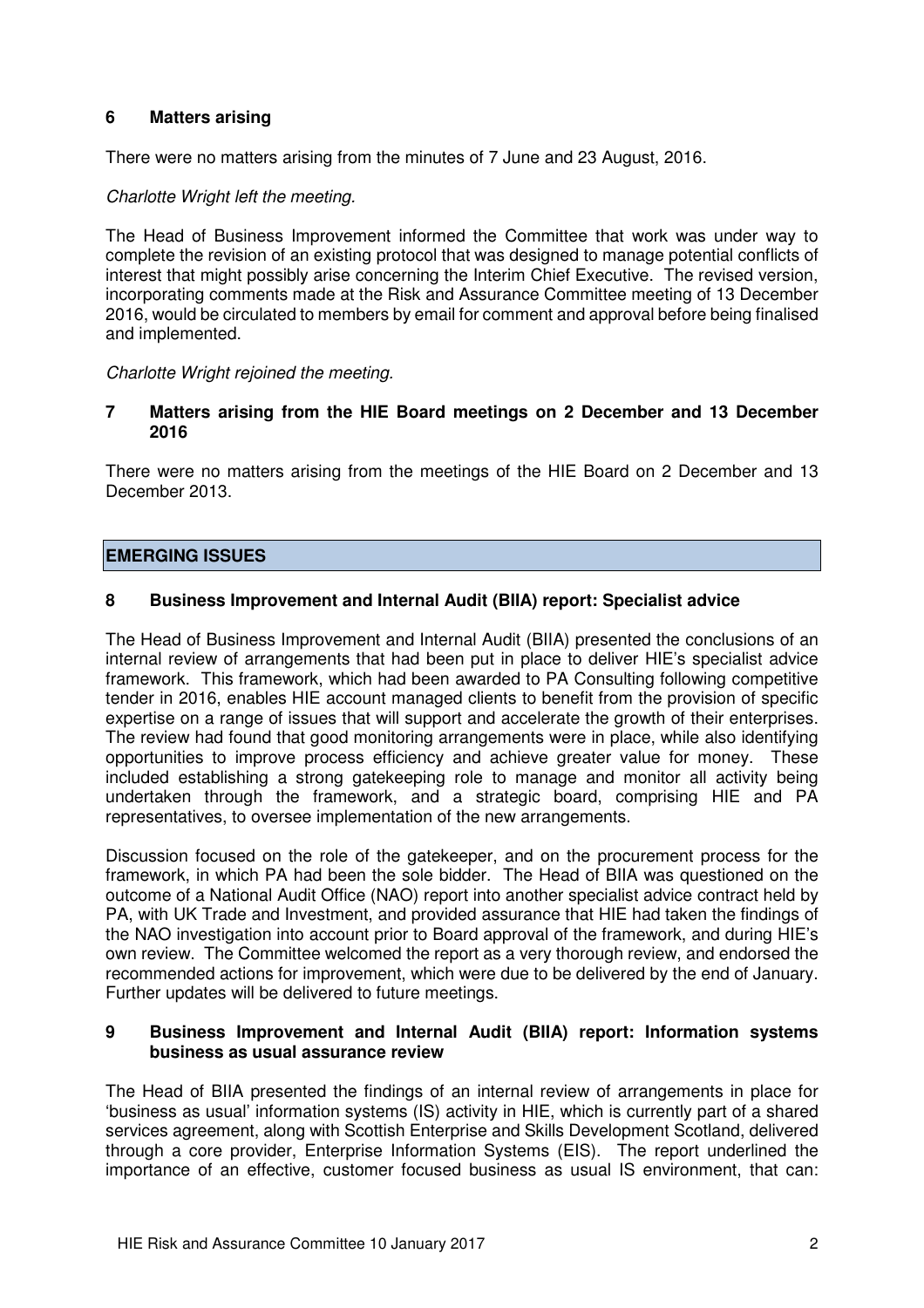## 6 Matters arising

There were no matters arising from the minutes of 7 June and 23 August, 2016.

*Charlotte Wright left the meeting.*

The Head of Business Improvement informed the Committee that work was under way to complete the revision of an existing protocol that was designed to manage potential conflicts of interest that might possibly arise concerning the Interim Chief Executive. The revised version, incorporating comments made at the Risk and Assurance Committee meeting of 13 December 2016, would be circulated to members by email for comment and approval before being finalised and implemented.

*Charlotte Wright rejoined the meeting.*

## 7 Matters arising from the HIE Board meetings on 2 December and 13 December 2016

There were no matters arising from the meetings of the HIE Board on 2 December and 13 December 2013.

## EMERGING ISSUES

## 8 Business Improvement and Internal Audit (BIIA) report: Specialist advice

The Head of Business Improvement and Internal Audit (BIIA) presented the conclusions of an internal review of arrangements that had been put in place to deliver HIE's specialist advice framework. This framework, which had been awarded to PA Consulting following competitive tender in 2016, enables HIE account managed clients to benefit from the provision of specific expertise on a range of issues that will support and accelerate the growth of their enterprises. The review had found that good monitoring arrangements were in place, while also identifying opportunities to improve process efficiency and achieve greater value for money. These included establishing a strong gatekeeping role to manage and monitor all activity being undertaken through the framework, and a strategic board, comprising HIE and PA representatives, to oversee implementation of the new arrangements.

Discussion focused on the role of the gatekeeper, and on the procurement process for the framework, in which PA had been the sole bidder. The Head of BIIA was questioned on the outcome of a National Audit Office (NAO) report into another specialist advice contract held by PA, with UK Trade and Investment, and provided assurance that HIE had taken the findings of the NAO investigation into account prior to Board approval of the framework, and during HIE's own review. The Committee welcomed the report as a very thorough review, and endorsed the recommended actions for improvement, which were due to be delivered by the end of January. Further updates will be delivered to future meetings.

## 9 Business Improvement and Internal Audit (BIIA) report: Information systems business as usual assurance review

The Head of BIIA presented the findings of an internal review of arrangements in place for 'business as usual' information systems (IS) activity in HIE, which is currently part of a shared services agreement, along with Scottish Enterprise and Skills Development Scotland, delivered through a core provider, Enterprise Information Systems (EIS). The report underlined the importance of an effective, customer focused business as usual IS environment, that can: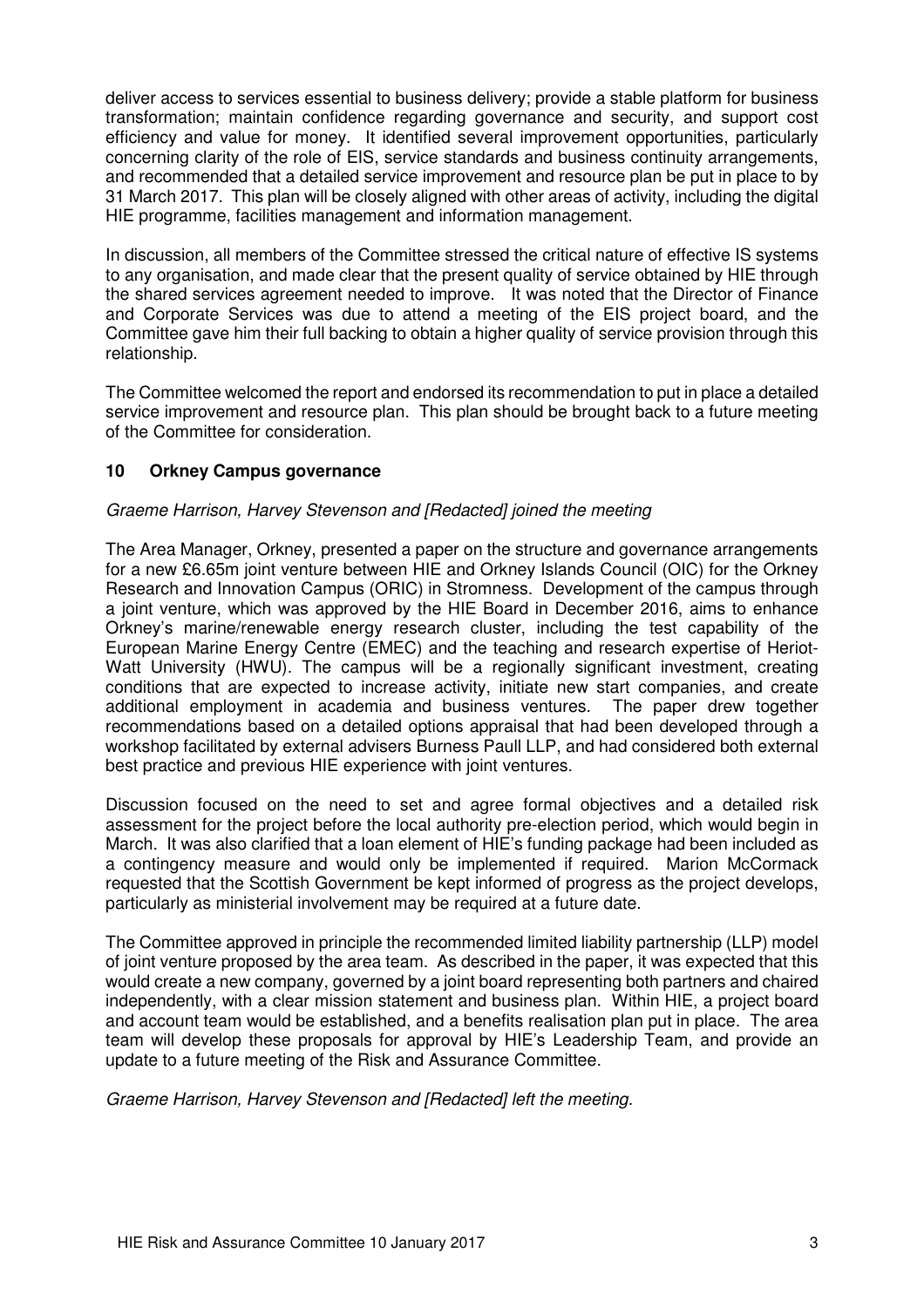deliver access to services essential to business delivery; provide a stable platform for business transformation; maintain confidence regarding governance and security, and support cost efficiency and value for money. It identified several improvement opportunities, particularly concerning clarity of the role of EIS, service standards and business continuity arrangements, and recommended that a detailed service improvement and resource plan be put in place to by 31 March 2017. This plan will be closely aligned with other areas of activity, including the digital HIE programme, facilities management and information management.

In discussion, all members of the Committee stressed the critical nature of effective IS systems to any organisation, and made clear that the present quality of service obtained by HIE through the shared services agreement needed to improve. It was noted that the Director of Finance and Corporate Services was due to attend a meeting of the EIS project board, and the Committee gave him their full backing to obtain a higher quality of service provision through this relationship.

The Committee welcomed the report and endorsed its recommendation to put in place a detailed service improvement and resource plan. This plan should be brought back to a future meeting of the Committee for consideration.

## 10 Orkney Campus governance

*Graeme Harrison, Harvey Stevenson and [Redacted] joined the meeting*

The Area Manager, Orkney, presented a paper on the structure and governance arrangements for a new £6.65m joint venture between HIE and Orkney Islands Council (OIC) for the Orkney Research and Innovation Campus (ORIC) in Stromness. Development of the campus through a joint venture, which was approved by the HIE Board in December 2016, aims to enhance Orkney's marine/renewable energy research cluster, including the test capability of the European Marine Energy Centre (EMEC) and the teaching and research expertise of Heriot-Watt University (HWU). The campus will be a regionally significant investment, creating conditions that are expected to increase activity, initiate new start companies, and create additional employment in academia and business ventures. The paper drew together recommendations based on a detailed options appraisal that had been developed through a workshop facilitated by external advisers Burness Paull LLP, and had considered both external best practice and previous HIE experience with joint ventures.

Discussion focused on the need to set and agree formal objectives and a detailed risk assessment for the project before the local authority pre-election period, which would begin in March. It was also clarified that a loan element of HIE's funding package had been included as a contingency measure and would only be implemented if required. Marion McCormack requested that the Scottish Government be kept informed of progress as the project develops, particularly as ministerial involvement may be required at a future date.

The Committee approved in principle the recommended limited liability partnership (LLP) model of joint venture proposed by the area team. As described in the paper, it was expected that this would create a new company, governed by a joint board representing both partners and chaired independently, with a clear mission statement and business plan. Within HIE, a project board and account team would be established, and a benefits realisation plan put in place. The area team will develop these proposals for approval by HIE's Leadership Team, and provide an update to a future meeting of the Risk and Assurance Committee.

*Graeme Harrison, Harvey Stevenson and [Redacted] left the meeting.*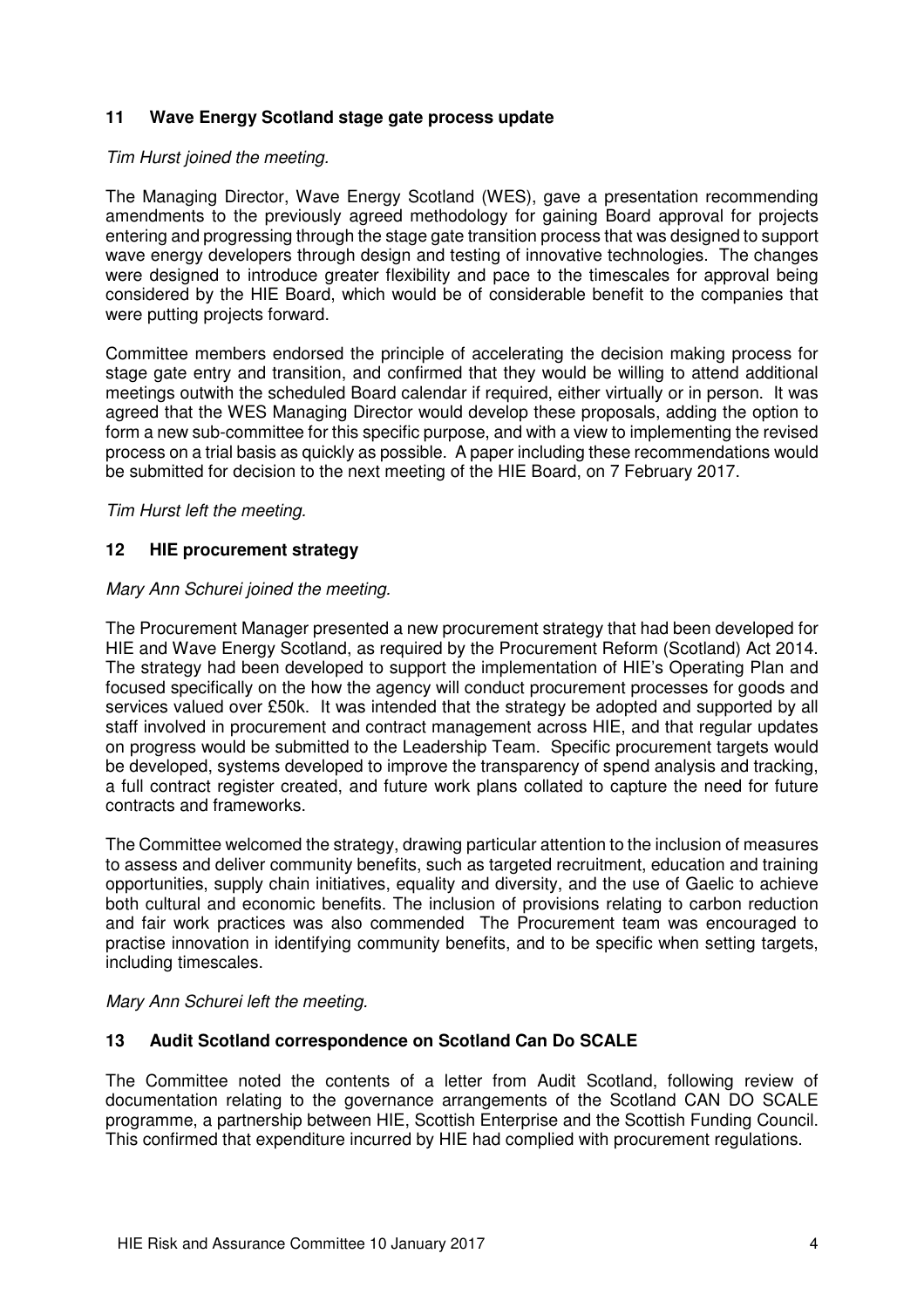## 11 Wave Energy Scotland stage gate process update

*Tim Hurst joined the meeting.*

The Managing Director, Wave Energy Scotland (WES), gave a presentation recommending amendments to the previously agreed methodology for gaining Board approval for projects entering and progressing through the stage gate transition process that was designed to support wave energy developers through design and testing of innovative technologies. The changes were designed to introduce greater flexibility and pace to the timescales for approval being considered by the HIE Board, which would be of considerable benefit to the companies that were putting projects forward.

Committee members endorsed the principle of accelerating the decision making process for stage gate entry and transition, and confirmed that they would be willing to attend additional meetings outwith the scheduled Board calendar if required, either virtually or in person. It was agreed that the WES Managing Director would develop these proposals, adding the option to form a new sub-committee for this specific purpose, and with a view to implementing the revised process on a trial basis as quickly as possible. A paper including these recommendations would be submitted for decision to the next meeting of the HIE Board, on 7 February 2017.

*Tim Hurst left the meeting.*

## 12 HIE procurement strategy

*Mary Ann Schurei joined the meeting.*

The Procurement Manager presented a new procurement strategy that had been developed for HIE and Wave Energy Scotland, as required by the Procurement Reform (Scotland) Act 2014. The strategy had been developed to support the implementation of HIE's Operating Plan and focused specifically on the how the agency will conduct procurement processes for goods and services valued over £50k. It was intended that the strategy be adopted and supported by all staff involved in procurement and contract management across HIE, and that regular updates on progress would be submitted to the Leadership Team. Specific procurement targets would be developed, systems developed to improve the transparency of spend analysis and tracking, a full contract register created, and future work plans collated to capture the need for future contracts and frameworks.

The Committee welcomed the strategy, drawing particular attention to the inclusion of measures to assess and deliver community benefits, such as targeted recruitment, education and training opportunities, supply chain initiatives, equality and diversity, and the use of Gaelic to achieve both cultural and economic benefits. The inclusion of provisions relating to carbon reduction and fair work practices was also commended The Procurement team was encouraged to practise innovation in identifying community benefits, and to be specific when setting targets, including timescales.

*Mary Ann Schurei left the meeting.*

## 13 Audit Scotland correspondence on Scotland Can Do SCALE

The Committee noted the contents of a letter from Audit Scotland, following review of documentation relating to the governance arrangements of the Scotland CAN DO SCALE programme, a partnership between HIE, Scottish Enterprise and the Scottish Funding Council. This confirmed that expenditure incurred by HIE had complied with procurement regulations.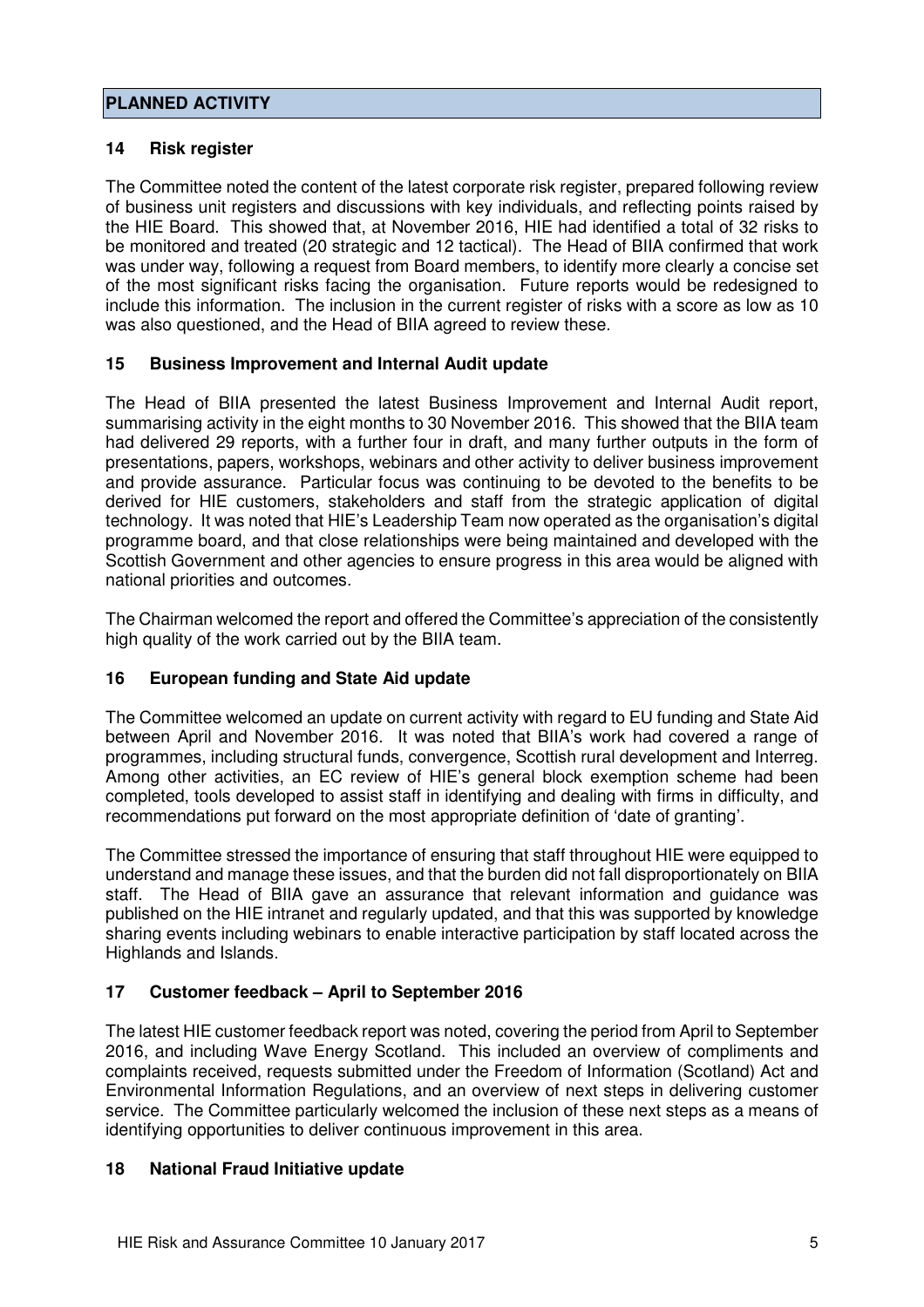## PLANNED ACTIVITY

### 14 Risk register

The Committee noted the content of the latest corporate risk register, prepared following review of business unit registers and discussions with key individuals, and reflecting points raised by the HIE Board. This showed that, at November 2016, HIE had identified a total of 32 risks to be monitored and treated (20 strategic and 12 tactical). The Head of BIIA confirmed that work was under way, following a request from Board members, to identify more clearly a concise set of the most significant risks facing the organisation. Future reports would be redesigned to include this information. The inclusion in the current register of risks with a score as low as 10 was also questioned, and the Head of BIIA agreed to review these.

### 15 Business Improvement and Internal Audit update

The Head of BIIA presented the latest Business Improvement and Internal Audit report, summarising activity in the eight months to 30 November 2016. This showed that the BIIA team had delivered 29 reports, with a further four in draft, and many further outputs in the form of presentations, papers, workshops, webinars and other activity to deliver business improvement and provide assurance. Particular focus was continuing to be devoted to the benefits to be derived for HIE customers, stakeholders and staff from the strategic application of digital technology. It was noted that HIE's Leadership Team now operated as the organisation's digital programme board, and that close relationships were being maintained and developed with the Scottish Government and other agencies to ensure progress in this area would be aligned with national priorities and outcomes.

The Chairman welcomed the report and offered the Committee's appreciation of the consistently high quality of the work carried out by the BIIA team.

### 16 European funding and State Aid update

The Committee welcomed an update on current activity with regard to EU funding and State Aid between April and November 2016. It was noted that BIIA's work had covered a range of programmes, including structural funds, convergence, Scottish rural development and Interreg. Among other activities, an EC review of HIE's general block exemption scheme had been completed, tools developed to assist staff in identifying and dealing with firms in difficulty, and recommendations put forward on the most appropriate definition of 'date of granting'.

The Committee stressed the importance of ensuring that staff throughout HIE were equipped to understand and manage these issues, and that the burden did not fall disproportionately on BIIA staff. The Head of BIIA gave an assurance that relevant information and guidance was published on the HIE intranet and regularly updated, and that this was supported by knowledge sharing events including webinars to enable interactive participation by staff located across the Highlands and Islands.

### 17 Customer feedback – April to September 2016

The latest HIE customer feedback report was noted, covering the period from April to September 2016, and including Wave Energy Scotland. This included an overview of compliments and complaints received, requests submitted under the Freedom of Information (Scotland) Act and Environmental Information Regulations, and an overview of next steps in delivering customer service. The Committee particularly welcomed the inclusion of these next steps as a means of identifying opportunities to deliver continuous improvement in this area.

### 18 National Fraud Initiative update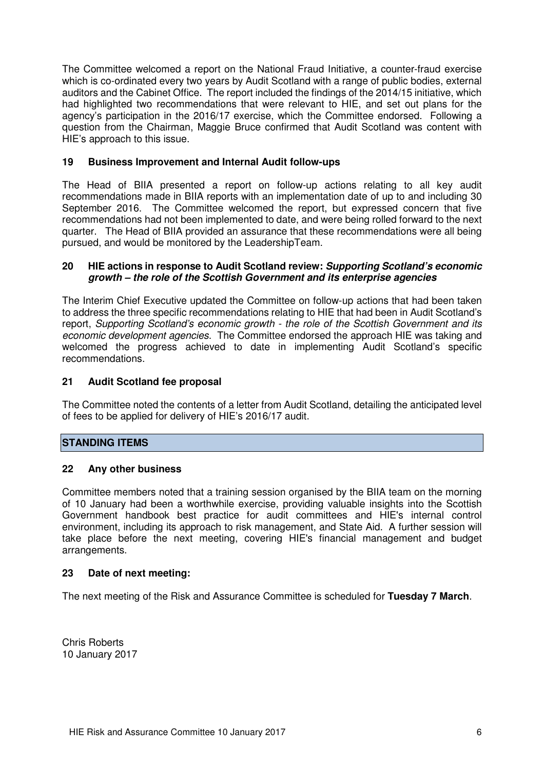The Committee welcomed a report on the National Fraud Initiative, a counter-fraud exercise which is co-ordinated every two years by Audit Scotland with a range of public bodies, external auditors and the Cabinet Office. The report included the findings of the 2014/15 initiative, which had highlighted two recommendations that were relevant to HIE, and set out plans for the agency's participation in the 2016/17 exercise, which the Committee endorsed. Following a question from the Chairman, Maggie Bruce confirmed that Audit Scotland was content with HIE's approach to this issue.

### 19 Business Improvement and Internal Audit follow-ups

The Head of BIIA presented a report on follow-up actions relating to all key audit recommendations made in BIIA reports with an implementation date of up to and including 30 September 2016. The Committee welcomed the report, but expressed concern that five recommendations had not been implemented to date, and were being rolled forward to the next quarter. The Head of BIIA provided an assurance that these recommendations were all being pursued, and would be monitored by the LeadershipTeam.

### 20 HIE actions in response to Audit Scotland review: *Supporting Scotland's economic growth – the role of the Scottish Government and its enterprise agencies*

The Interim Chief Executive updated the Committee on follow-up actions that had been taken to address the three specific recommendations relating to HIE that had been in Audit Scotland's report, *Supporting Scotland's economic growth - the role of the Scottish Government and its economic development agencies*. The Committee endorsed the approach HIE was taking and welcomed the progress achieved to date in implementing Audit Scotland's specific recommendations.

### 21 Audit Scotland fee proposal

The Committee noted the contents of a letter from Audit Scotland, detailing the anticipated level of fees to be applied for delivery of HIE's 2016/17 audit.

## STANDING ITEMS

### 22 Any other business

Committee members noted that a training session organised by the BIIA team on the morning of 10 January had been a worthwhile exercise, providing valuable insights into the Scottish Government handbook best practice for audit committees and HIE's internal control environment, including its approach to risk management, and State Aid. A further session will take place before the next meeting, covering HIE's financial management and budget arrangements.

### 23 Date of next meeting:

The next meeting of the Risk and Assurance Committee is scheduled for **Tuesday 7 March**.

Chris Roberts
10 January 2017